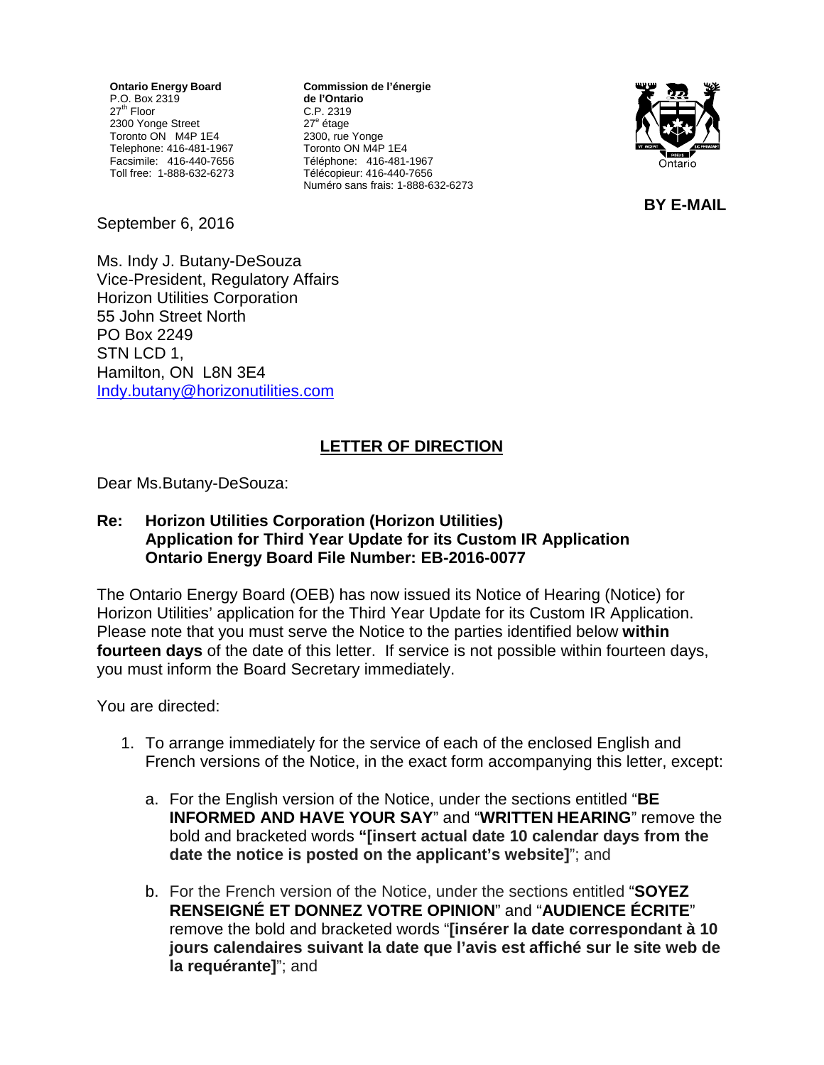**Ontario Energy Board**
P.O. Box 2319
27th Floor
2300 Yonge Street
Toronto ON M4P 1E4
Telephone: 416-481-1967
Facsimile: 416-440-7656
Toll free: 1-888-632-6273

**Commission de l'énergie de l'Ontario**
C.P. 2319
27e étage
2300, rue Yonge
Toronto ON M4P 1E4
Téléphone: 416-481-1967
Télécopieur: 416-440-7656
Numéro sans frais: 1-888-632-6273

**BY E-MAIL**

September 6, 2016

Ms. Indy J. Butany-DeSouza
Vice-President, Regulatory Affairs
Horizon Utilities Corporation
55 John Street North
PO Box 2249
STN LCD 1,
Hamilton, ON L8N 3E4
Indy.butany@horizonutilities.com

## LETTER OF DIRECTION

Dear Ms.Butany-DeSouza:

**Re: Horizon Utilities Corporation (Horizon Utilities)
Application for Third Year Update for its Custom IR Application
Ontario Energy Board File Number: EB-2016-0077**

The Ontario Energy Board (OEB) has now issued its Notice of Hearing (Notice) for Horizon Utilities' application for the Third Year Update for its Custom IR Application. Please note that you must serve the Notice to the parties identified below **within fourteen days** of the date of this letter. If service is not possible within fourteen days, you must inform the Board Secretary immediately.

You are directed:

1. To arrange immediately for the service of each of the enclosed English and French versions of the Notice, in the exact form accompanying this letter, except:

   a. For the English version of the Notice, under the sections entitled "**BE INFORMED AND HAVE YOUR SAY**" and "**WRITTEN HEARING**" remove the bold and bracketed words **"[insert actual date 10 calendar days from the date the notice is posted on the applicant's website]**"; and

   b. For the French version of the Notice, under the sections entitled "**SOYEZ RENSEIGNÉ ET DONNEZ VOTRE OPINION**" and "**AUDIENCE ÉCRITE**" remove the bold and bracketed words "**[insérer la date correspondant à 10 jours calendaires suivant la date que l'avis est affiché sur le site web de la requérante]**"; and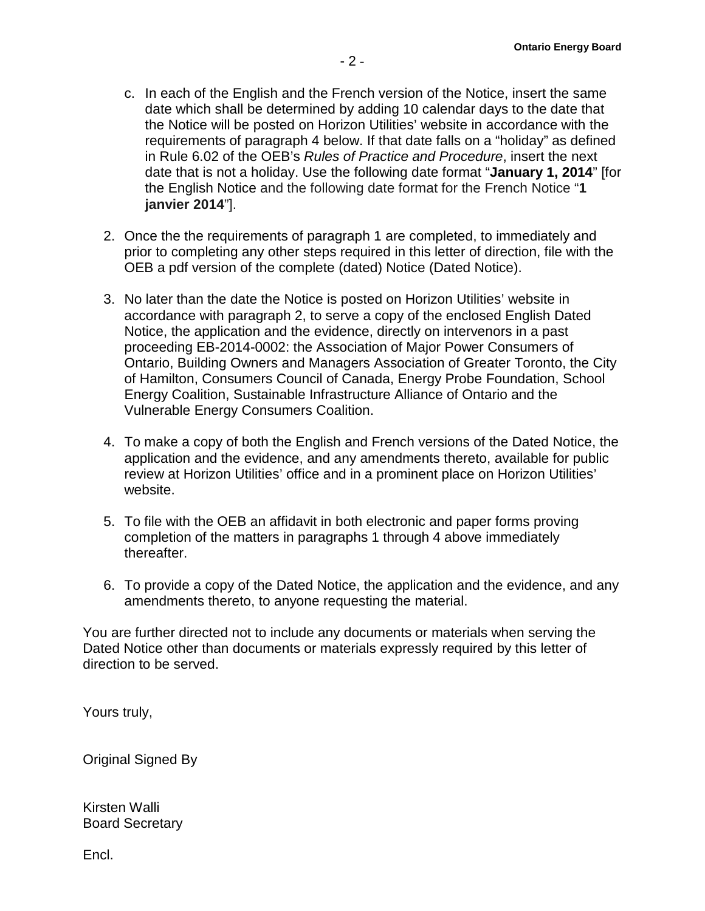c. In each of the English and the French version of the Notice, insert the same date which shall be determined by adding 10 calendar days to the date that the Notice will be posted on Horizon Utilities' website in accordance with the requirements of paragraph 4 below. If that date falls on a "holiday" as defined in Rule 6.02 of the OEB's *Rules of Practice and Procedure*, insert the next date that is not a holiday. Use the following date format "**January 1, 2014**" [for the English Notice and the following date format for the French Notice "**1 janvier 2014**"].

2. Once the the requirements of paragraph 1 are completed, to immediately and prior to completing any other steps required in this letter of direction, file with the OEB a pdf version of the complete (dated) Notice (Dated Notice).

3. No later than the date the Notice is posted on Horizon Utilities' website in accordance with paragraph 2, to serve a copy of the enclosed English Dated Notice, the application and the evidence, directly on intervenors in a past proceeding EB-2014-0002: the Association of Major Power Consumers of Ontario, Building Owners and Managers Association of Greater Toronto, the City of Hamilton, Consumers Council of Canada, Energy Probe Foundation, School Energy Coalition, Sustainable Infrastructure Alliance of Ontario and the Vulnerable Energy Consumers Coalition.

4. To make a copy of both the English and French versions of the Dated Notice, the application and the evidence, and any amendments thereto, available for public review at Horizon Utilities' office and in a prominent place on Horizon Utilities' website.

5. To file with the OEB an affidavit in both electronic and paper forms proving completion of the matters in paragraphs 1 through 4 above immediately thereafter.

6. To provide a copy of the Dated Notice, the application and the evidence, and any amendments thereto, to anyone requesting the material.

You are further directed not to include any documents or materials when serving the Dated Notice other than documents or materials expressly required by this letter of direction to be served.

Yours truly,

Original Signed By

Kirsten Walli
Board Secretary

Encl.